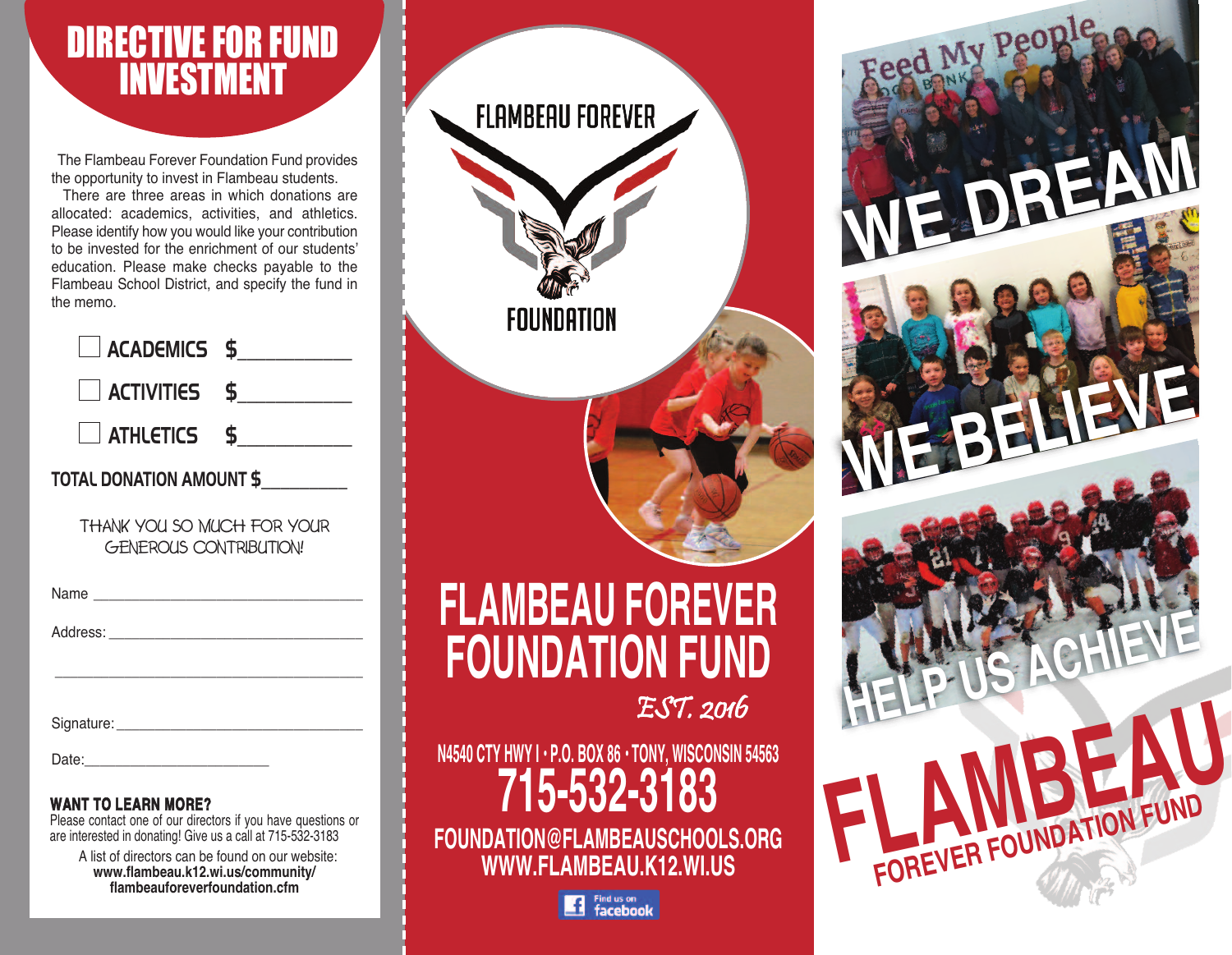# DIRECTIVE FOR FUND INVESTMENT

The Flambeau Forever Foundation Fund provides the opportunity to invest in Flambeau students.

There are three areas in which donations are allocated: academics, activities, and athletics. Please identify how you would like your contribution to be invested for the enrichment of our students' education. Please make checks payable to the Flambeau School District, and specify the fund in the memo.

- ☐ ACADEMICS $___________
- ☐ ACTIVITIES $___________
- ☐ ATHLETICS $___________

**TOTAL DONATION AMOUNT $_________**

THANK YOU SO MUCH FOR YOUR GENEROUS CONTRIBUTION!

Name ___________________________________

Address: ________________________________

_______________________________________

Signature: _______________________________

Date: _______________________

**WANT TO LEARN MORE?**

Please contact one of our directors if you have questions or are interested in donating! Give us a call at 715-532-3183

A list of directors can be found on our website:
**www.flambeau.k12.wi.us/community/flambeauforeverfoundation.cfm**

FLAMBEAU FOREVER FOUNDATION

# FLAMBEAU FOREVER FOUNDATION FUND

*EST. 2016*

**N4540 CTY HWY I • P.O. BOX 86 • TONY, WISCONSIN 54563**

## 715-532-3183

**FOUNDATION@FLAMBEAUSCHOOLS.ORG**
**WWW.FLAMBEAU.K12.WI.US**

Find us on facebook

WE DREAM

WE BELIEVE

HELP US ACHIEVE

FLAMBEAU FOREVER FOUNDATION FUND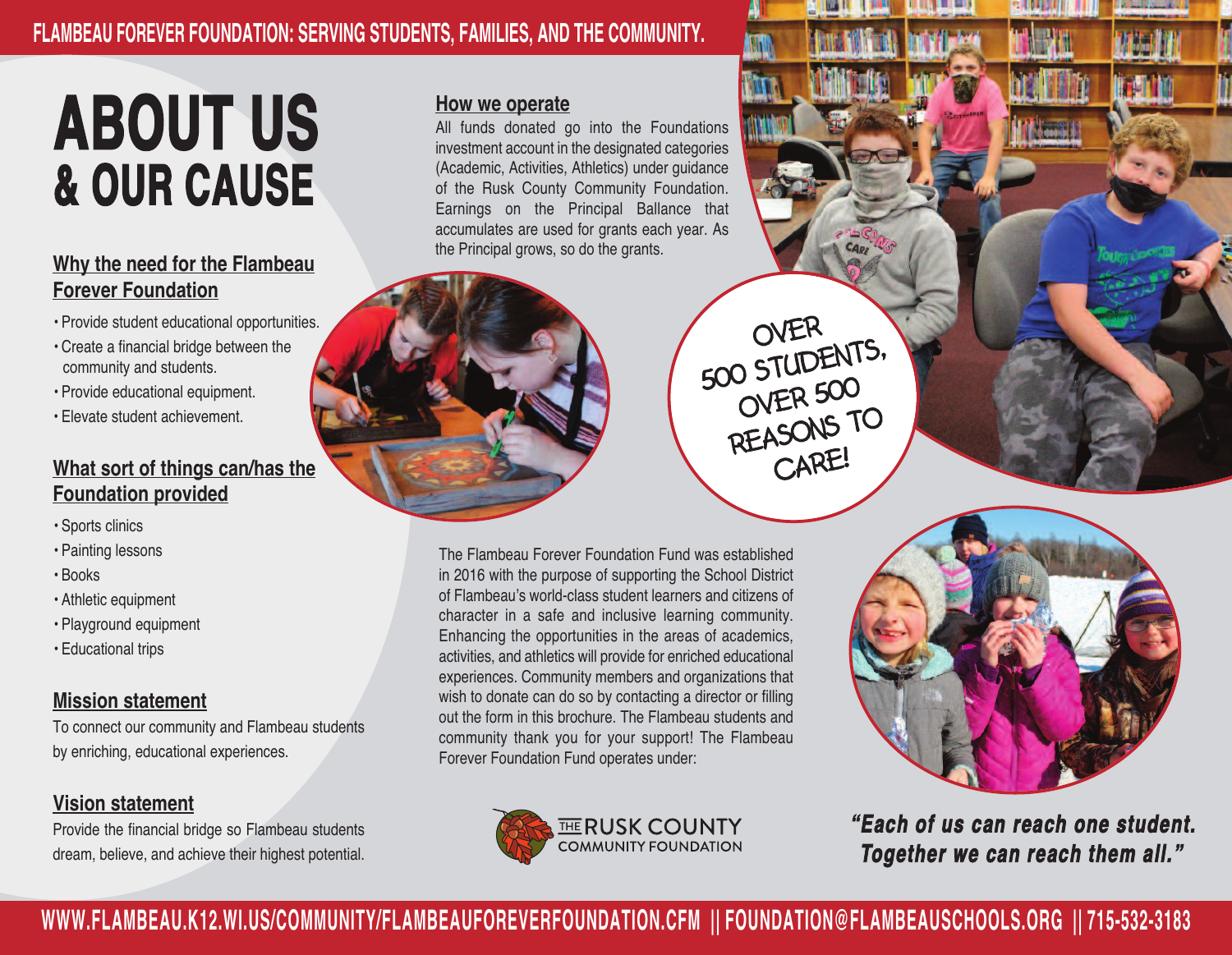FLAMBEAU FOREVER FOUNDATION: SERVING STUDENTS, FAMILIES, AND THE COMMUNITY.

# ABOUT US & OUR CAUSE

## Why the need for the Flambeau Forever Foundation

- Provide student educational opportunities.
- Create a financial bridge between the community and students.
- Provide educational equipment.
- Elevate student achievement.

## What sort of things can/has the Foundation provided

- Sports clinics
- Painting lessons
- Books
- Athletic equipment
- Playground equipment
- Educational trips

## Mission statement

To connect our community and Flambeau students by enriching, educational experiences.

## Vision statement

Provide the financial bridge so Flambeau students dream, believe, and achieve their highest potential.

## How we operate

All funds donated go into the Foundations investment account in the designated categories (Academic, Activities, Athletics) under guidance of the Rusk County Community Foundation. Earnings on the Principal Ballance that accumulates are used for grants each year. As the Principal grows, so do the grants.

OVER 500 STUDENTS, OVER 500 REASONS TO CARE!

The Flambeau Forever Foundation Fund was established in 2016 with the purpose of supporting the School District of Flambeau's world-class student learners and citizens of character in a safe and inclusive learning community. Enhancing the opportunities in the areas of academics, activities, and athletics will provide for enriched educational experiences. Community members and organizations that wish to donate can do so by contacting a director or filling out the form in this brochure. The Flambeau students and community thank you for your support! The Flambeau Forever Foundation Fund operates under:

THE RUSK COUNTY COMMUNITY FOUNDATION

***"Each of us can reach one student. Together we can reach them all."***

WWW.FLAMBEAU.K12.WI.US/COMMUNITY/FLAMBEAUFOREVERFOUNDATION.CFM || FOUNDATION@FLAMBEAUSCHOOLS.ORG || 715-532-3183